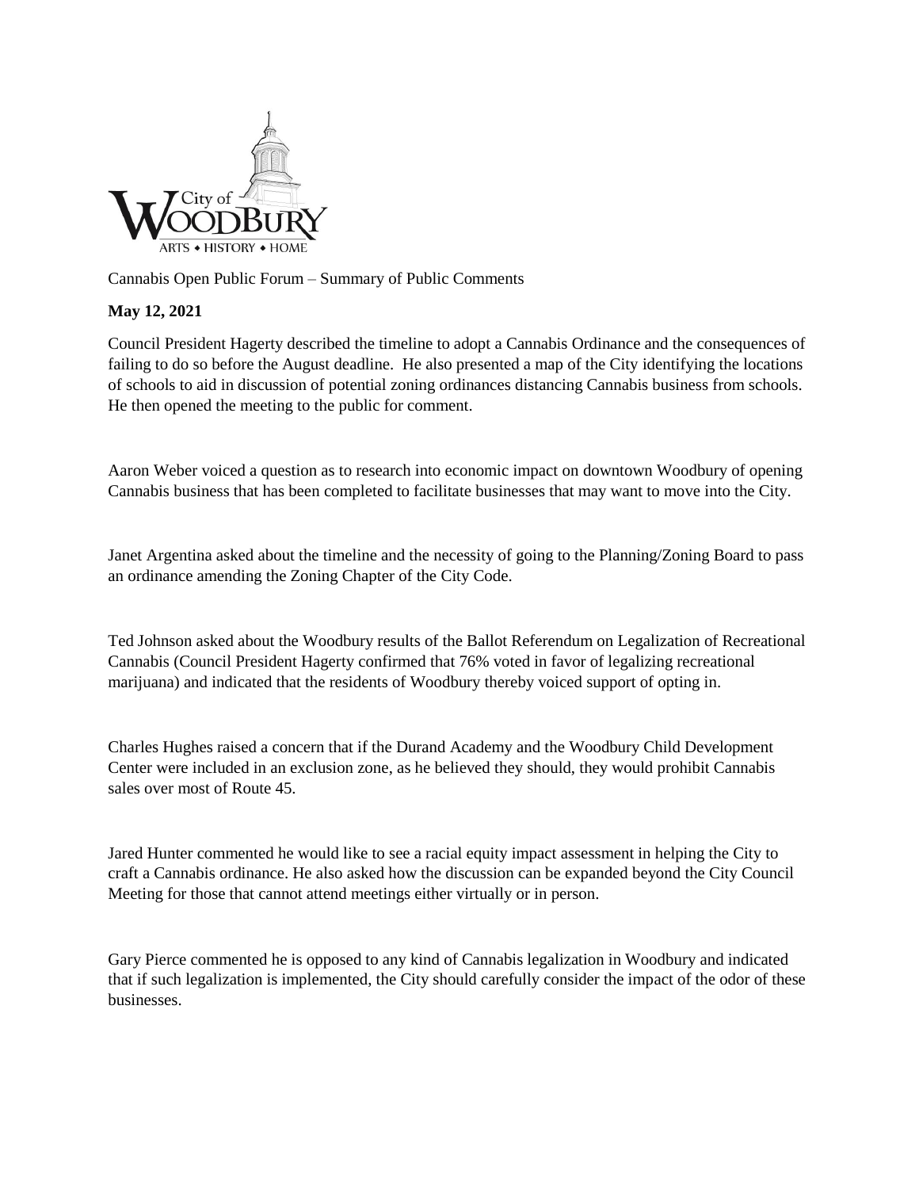City of WOODBURY

ARTS • HISTORY • HOME

Cannabis Open Public Forum – Summary of Public Comments

**May 12, 2021**

Council President Hagerty described the timeline to adopt a Cannabis Ordinance and the consequences of failing to do so before the August deadline. He also presented a map of the City identifying the locations of schools to aid in discussion of potential zoning ordinances distancing Cannabis business from schools. He then opened the meeting to the public for comment.

Aaron Weber voiced a question as to research into economic impact on downtown Woodbury of opening Cannabis business that has been completed to facilitate businesses that may want to move into the City.

Janet Argentina asked about the timeline and the necessity of going to the Planning/Zoning Board to pass an ordinance amending the Zoning Chapter of the City Code.

Ted Johnson asked about the Woodbury results of the Ballot Referendum on Legalization of Recreational Cannabis (Council President Hagerty confirmed that 76% voted in favor of legalizing recreational marijuana) and indicated that the residents of Woodbury thereby voiced support of opting in.

Charles Hughes raised a concern that if the Durand Academy and the Woodbury Child Development Center were included in an exclusion zone, as he believed they should, they would prohibit Cannabis sales over most of Route 45.

Jared Hunter commented he would like to see a racial equity impact assessment in helping the City to craft a Cannabis ordinance. He also asked how the discussion can be expanded beyond the City Council Meeting for those that cannot attend meetings either virtually or in person.

Gary Pierce commented he is opposed to any kind of Cannabis legalization in Woodbury and indicated that if such legalization is implemented, the City should carefully consider the impact of the odor of these businesses.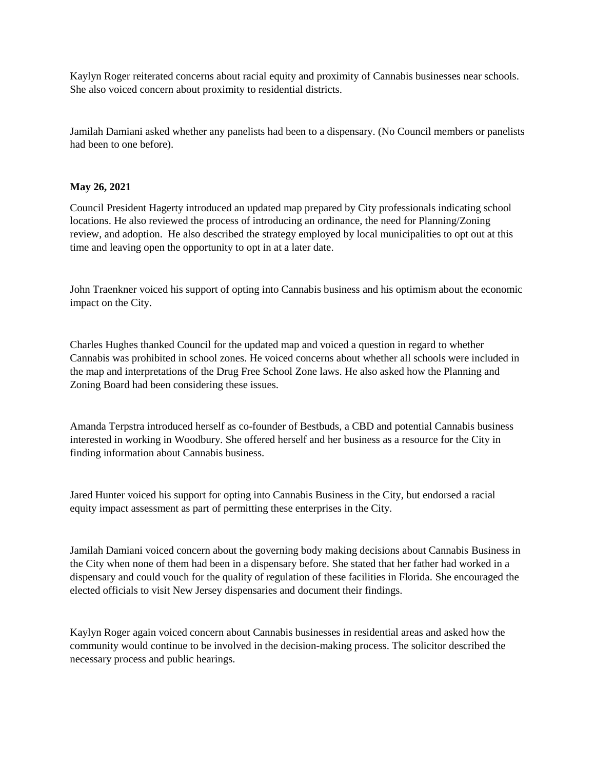Kaylyn Roger reiterated concerns about racial equity and proximity of Cannabis businesses near schools. She also voiced concern about proximity to residential districts.

Jamilah Damiani asked whether any panelists had been to a dispensary. (No Council members or panelists had been to one before).

**May 26, 2021**

Council President Hagerty introduced an updated map prepared by City professionals indicating school locations. He also reviewed the process of introducing an ordinance, the need for Planning/Zoning review, and adoption. He also described the strategy employed by local municipalities to opt out at this time and leaving open the opportunity to opt in at a later date.

John Traenkner voiced his support of opting into Cannabis business and his optimism about the economic impact on the City.

Charles Hughes thanked Council for the updated map and voiced a question in regard to whether Cannabis was prohibited in school zones. He voiced concerns about whether all schools were included in the map and interpretations of the Drug Free School Zone laws. He also asked how the Planning and Zoning Board had been considering these issues.

Amanda Terpstra introduced herself as co-founder of Bestbuds, a CBD and potential Cannabis business interested in working in Woodbury. She offered herself and her business as a resource for the City in finding information about Cannabis business.

Jared Hunter voiced his support for opting into Cannabis Business in the City, but endorsed a racial equity impact assessment as part of permitting these enterprises in the City.

Jamilah Damiani voiced concern about the governing body making decisions about Cannabis Business in the City when none of them had been in a dispensary before. She stated that her father had worked in a dispensary and could vouch for the quality of regulation of these facilities in Florida. She encouraged the elected officials to visit New Jersey dispensaries and document their findings.

Kaylyn Roger again voiced concern about Cannabis businesses in residential areas and asked how the community would continue to be involved in the decision-making process. The solicitor described the necessary process and public hearings.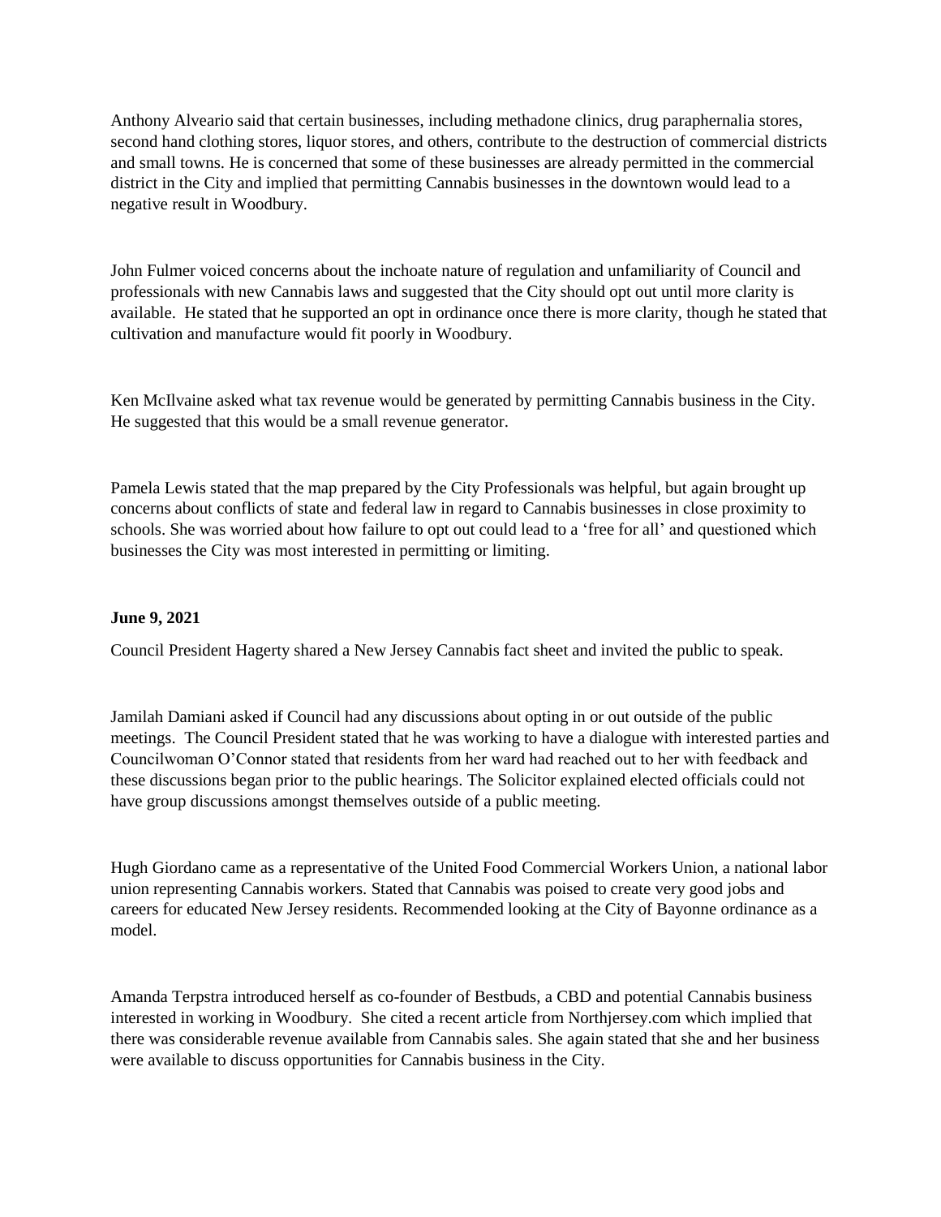Anthony Alveario said that certain businesses, including methadone clinics, drug paraphernalia stores, second hand clothing stores, liquor stores, and others, contribute to the destruction of commercial districts and small towns. He is concerned that some of these businesses are already permitted in the commercial district in the City and implied that permitting Cannabis businesses in the downtown would lead to a negative result in Woodbury.

John Fulmer voiced concerns about the inchoate nature of regulation and unfamiliarity of Council and professionals with new Cannabis laws and suggested that the City should opt out until more clarity is available. He stated that he supported an opt in ordinance once there is more clarity, though he stated that cultivation and manufacture would fit poorly in Woodbury.

Ken McIlvaine asked what tax revenue would be generated by permitting Cannabis business in the City. He suggested that this would be a small revenue generator.

Pamela Lewis stated that the map prepared by the City Professionals was helpful, but again brought up concerns about conflicts of state and federal law in regard to Cannabis businesses in close proximity to schools. She was worried about how failure to opt out could lead to a 'free for all' and questioned which businesses the City was most interested in permitting or limiting.

**June 9, 2021**

Council President Hagerty shared a New Jersey Cannabis fact sheet and invited the public to speak.

Jamilah Damiani asked if Council had any discussions about opting in or out outside of the public meetings. The Council President stated that he was working to have a dialogue with interested parties and Councilwoman O'Connor stated that residents from her ward had reached out to her with feedback and these discussions began prior to the public hearings. The Solicitor explained elected officials could not have group discussions amongst themselves outside of a public meeting.

Hugh Giordano came as a representative of the United Food Commercial Workers Union, a national labor union representing Cannabis workers. Stated that Cannabis was poised to create very good jobs and careers for educated New Jersey residents. Recommended looking at the City of Bayonne ordinance as a model.

Amanda Terpstra introduced herself as co-founder of Bestbuds, a CBD and potential Cannabis business interested in working in Woodbury. She cited a recent article from Northjersey.com which implied that there was considerable revenue available from Cannabis sales. She again stated that she and her business were available to discuss opportunities for Cannabis business in the City.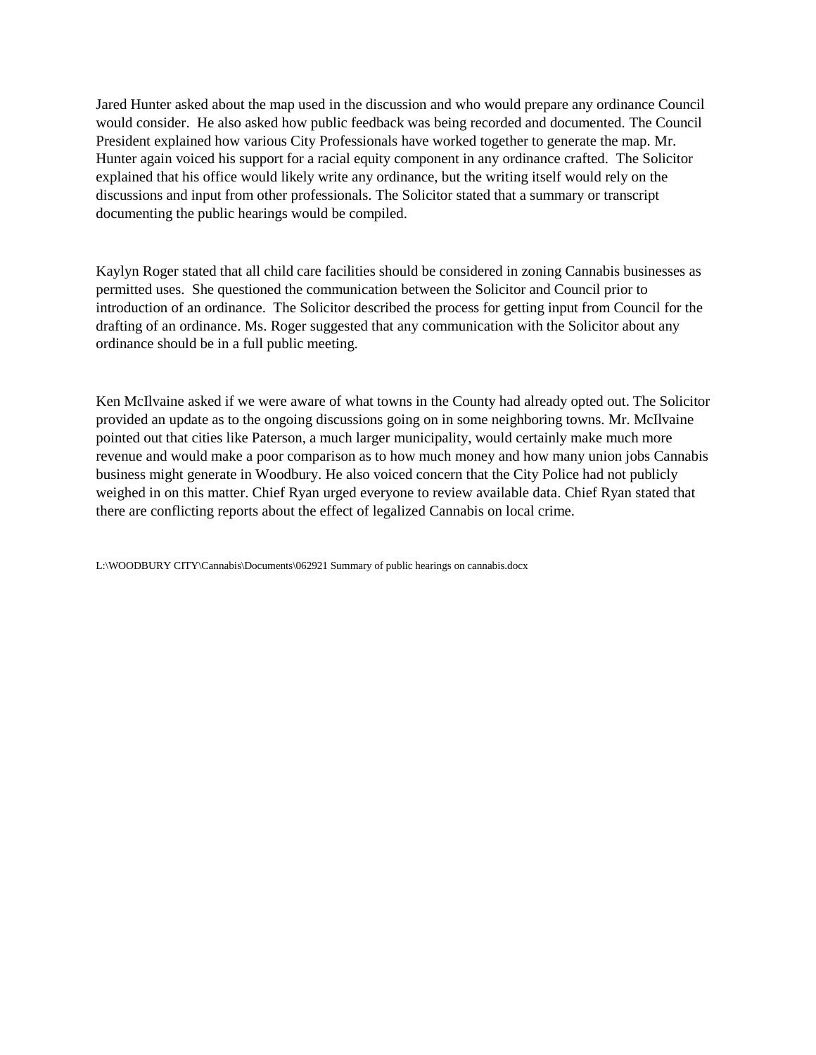Jared Hunter asked about the map used in the discussion and who would prepare any ordinance Council would consider. He also asked how public feedback was being recorded and documented. The Council President explained how various City Professionals have worked together to generate the map. Mr. Hunter again voiced his support for a racial equity component in any ordinance crafted. The Solicitor explained that his office would likely write any ordinance, but the writing itself would rely on the discussions and input from other professionals. The Solicitor stated that a summary or transcript documenting the public hearings would be compiled.

Kaylyn Roger stated that all child care facilities should be considered in zoning Cannabis businesses as permitted uses. She questioned the communication between the Solicitor and Council prior to introduction of an ordinance. The Solicitor described the process for getting input from Council for the drafting of an ordinance. Ms. Roger suggested that any communication with the Solicitor about any ordinance should be in a full public meeting.

Ken McIlvaine asked if we were aware of what towns in the County had already opted out. The Solicitor provided an update as to the ongoing discussions going on in some neighboring towns. Mr. McIlvaine pointed out that cities like Paterson, a much larger municipality, would certainly make much more revenue and would make a poor comparison as to how much money and how many union jobs Cannabis business might generate in Woodbury. He also voiced concern that the City Police had not publicly weighed in on this matter. Chief Ryan urged everyone to review available data. Chief Ryan stated that there are conflicting reports about the effect of legalized Cannabis on local crime.

L:\WOODBURY CITY\Cannabis\Documents\062921 Summary of public hearings on cannabis.docx